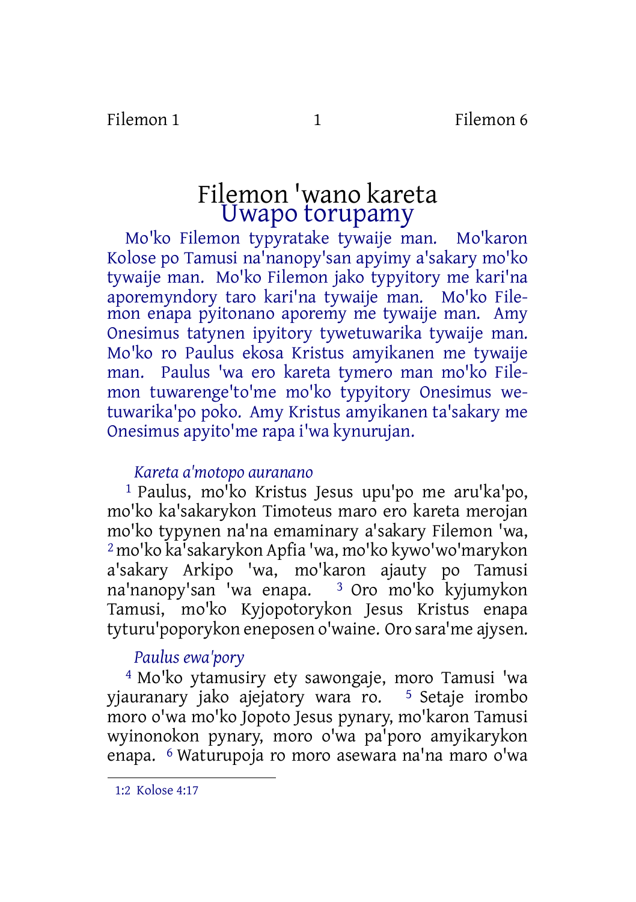# Filemon 'wano kareta

## Uwapo torupamy

Mo'ko Filemon typyratake tywaije man. Mo'karon Kolose po Tamusi na'nanopy'san apyimy a'sakary mo'ko tywaije man. Mo'ko Filemon jako typyitory me kari'na aporemyndory taro kari'na tywaije man. Mo'ko Filemon enapa pyitonano aporemy me tywaije man. Amy Onesimus tatynen ipyitory tywetuwarika tywaije man. Mo'ko ro Paulus ekosa Kristus amyikanen me tywaije man. Paulus 'wa ero kareta tymero man mo'ko Filemon tuwarenge'to'me mo'ko typyitory Onesimus wetuwarika'po poko. Amy Kristus amyikanen ta'sakary me Onesimus apyito'me rapa i'wa kynurujan.

*Kareta a'motopo auranano*

[1] Paulus, mo'ko Kristus Jesus upu'po me aru'ka'po, mo'ko ka'sakarykon Timoteus maro ero kareta merojan mo'ko typynen na'na emaminary a'sakary Filemon 'wa, [2] mo'ko ka'sakarykon Apfia 'wa, mo'ko kywo'wo'marykon a'sakary Arkipo 'wa, mo'karon ajauty po Tamusi na'nanopy'san 'wa enapa. [3] Oro mo'ko kyjumykon Tamusi, mo'ko Kyjopotorykon Jesus Kristus enapa tyturu'poporykon eneposen o'waine. Oro sara'me ajysen.

*Paulus ewa'pory*

[4] Mo'ko ytamusiry ety sawongaje, moro Tamusi 'wa yjauranary jako ajejatory wara ro. [5] Setaje irombo moro o'wa mo'ko Jopoto Jesus pynary, mo'karon Tamusi wyinonokon pynary, moro o'wa pa'poro amyikarykon enapa. [6] Waturupoja ro moro asewara na'na maro o'wa

1:2 Kolose 4:17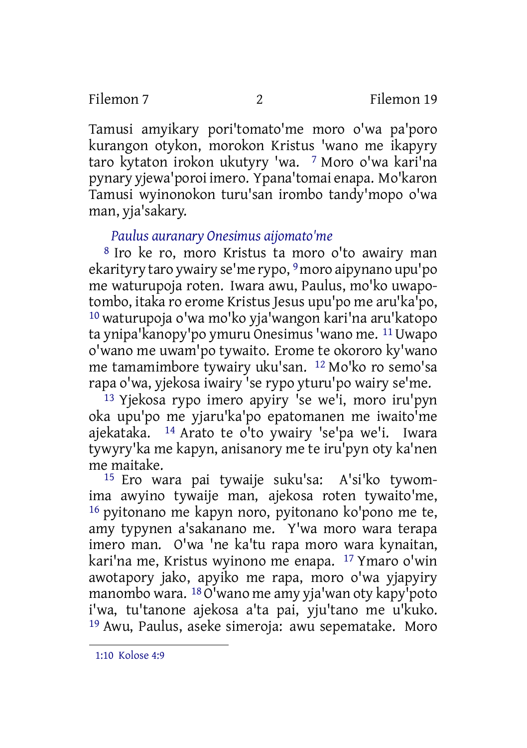Tamusi amyikary pori'tomato'me moro o'wa pa'poro kurangon otykon, morokon Kristus 'wano me ikapyry taro kytaton irokon ukutyry 'wa. [7] Moro o'wa kari'na pynary yjewa'poroi imero. Ypana'tomai enapa. Mo'karon Tamusi wyinonokon turu'san irombo tandy'mopo o'wa man, yja'sakary.

*Paulus auranary Onesimus aijomato'me*

[8] Iro ke ro, moro Kristus ta moro o'to awairy man ekarityry taro ywairy se'me rypo, [9] moro aipynano upu'po me waturupoja roten. Iwara awu, Paulus, mo'ko uwapotombo, itaka ro erome Kristus Jesus upu'po me aru'ka'po, [10] waturupoja o'wa mo'ko yja'wangon kari'na aru'katopo ta ynipa'kanopy'po ymuru Onesimus 'wano me. [11] Uwapo o'wano me uwam'po tywaito. Erome te okororo ky'wano me tamamimbore tywairy uku'san. [12] Mo'ko ro semo'sa rapa o'wa, yjekosa iwairy 'se rypo yturu'po wairy se'me.

[13] Yjekosa rypo imero apyiry 'se we'i, moro iru'pyn oka upu'po me yjaru'ka'po epatomanen me iwaito'me ajekataka. [14] Arato te o'to ywairy 'se'pa we'i. Iwara tywyry'ka me kapyn, anisanory me te iru'pyn oty ka'nen me maitake.

[15] Ero wara pai tywaije suku'sa: A'si'ko tywomima awyino tywaije man, ajekosa roten tywaito'me, [16] pyitonano me kapyn noro, pyitonano ko'pono me te, amy typynen a'sakanano me. Y'wa moro wara terapa imero man. O'wa 'ne ka'tu rapa moro wara kynaitan, kari'na me, Kristus wyinono me enapa. [17] Ymaro o'win awotapory jako, apyiko me rapa, moro o'wa yjapyiry manombo wara. [18] O'wano me amy yja'wan oty kapy'poto i'wa, tu'tanone ajekosa a'ta pai, yju'tano me u'kuko. [19] Awu, Paulus, aseke simeroja: awu sepematake. Moro

1:10 Kolose 4:9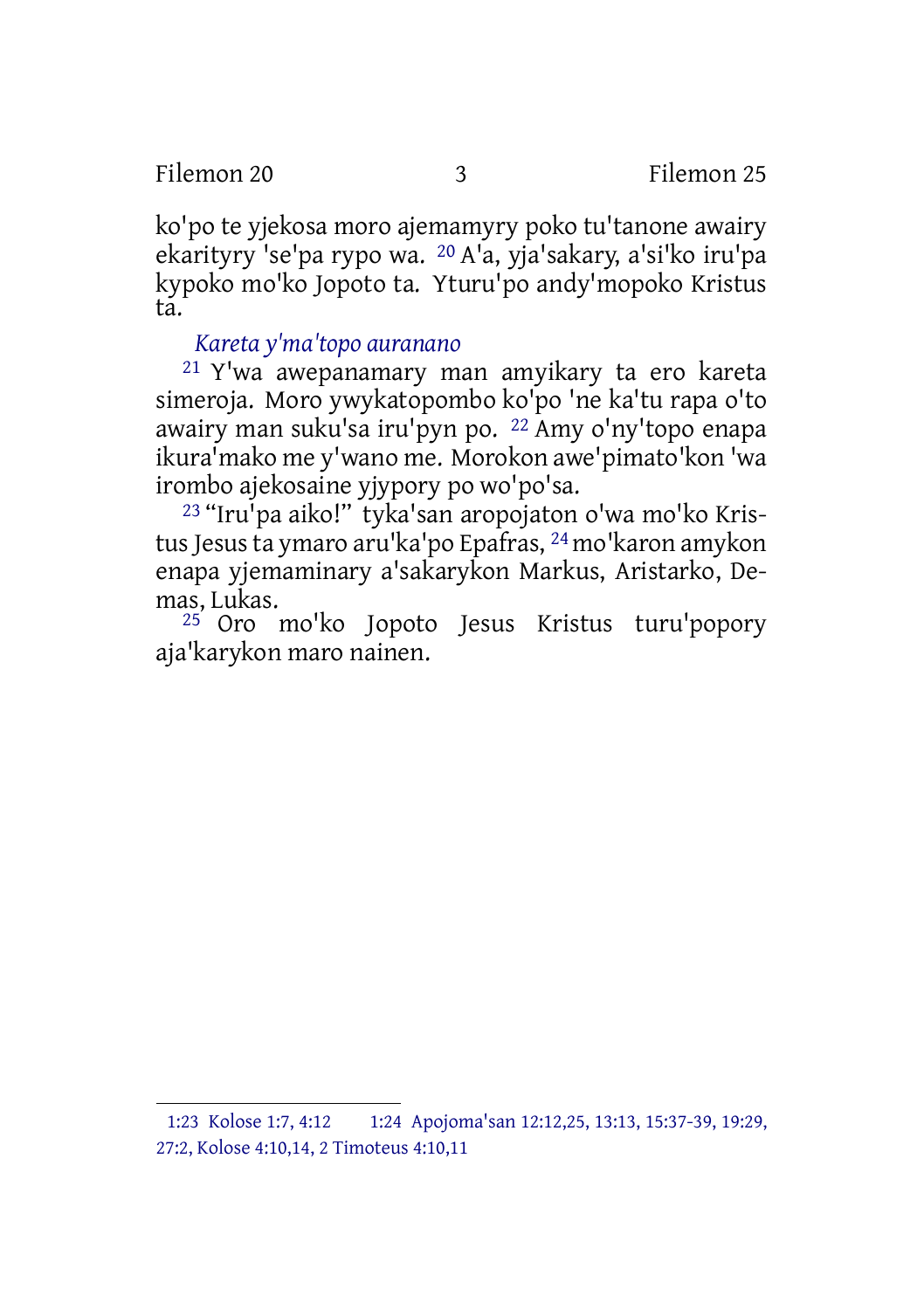ko'po te yjekosa moro ajemamyry poko tu'tanone awairy ekarityry 'se'pa rypo wa. [20] A'a, yja'sakary, a'si'ko iru'pa kypoko mo'ko Jopoto ta. Yturu'po andy'mopoko Kristus ta.

*Kareta y'ma'topo auranano*

[21] Y'wa awepanamary man amyikary ta ero kareta simeroja. Moro ywykatopombo ko'po 'ne ka'tu rapa o'to awairy man suku'sa iru'pyn po. [22] Amy o'ny'topo enapa ikura'mako me y'wano me. Morokon awe'pimato'kon 'wa irombo ajekosaine yjypory po wo'po'sa.

[23] "Iru'pa aiko!" tyka'san aropojaton o'wa mo'ko Kristus Jesus ta ymaro aru'ka'po Epafras, [24] mo'karon amykon enapa yjemaminary a'sakarykon Markus, Aristarko, Demas, Lukas.

[25] Oro mo'ko Jopoto Jesus Kristus turu'popory aja'karykon maro nainen.

---

1:23 Kolose 1:7, 4:12 1:24 Apojoma'san 12:12,25, 13:13, 15:37-39, 19:29, 27:2, Kolose 4:10,14, 2 Timoteus 4:10,11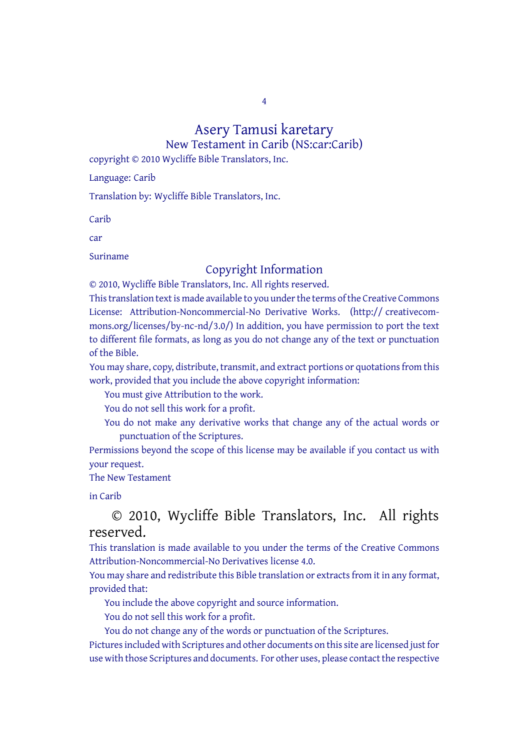# Asery Tamusi karetary

## New Testament in Carib (NS:car:Carib)

copyright © 2010 Wycliffe Bible Translators, Inc.

Language: Carib

Translation by: Wycliffe Bible Translators, Inc.

Carib

car

Suriname

## Copyright Information

© 2010, Wycliffe Bible Translators, Inc. All rights reserved.

This translation text is made available to you under the terms of the Creative Commons License: Attribution-Noncommercial-No Derivative Works. (http:// creativecommons.org/licenses/by-nc-nd/3.0/) In addition, you have permission to port the text to different file formats, as long as you do not change any of the text or punctuation of the Bible.

You may share, copy, distribute, transmit, and extract portions or quotations from this work, provided that you include the above copyright information:

- You must give Attribution to the work.
- You do not sell this work for a profit.
- You do not make any derivative works that change any of the actual words or punctuation of the Scriptures.

Permissions beyond the scope of this license may be available if you contact us with your request.

The New Testament

in Carib

© 2010, Wycliffe Bible Translators, Inc. All rights reserved.

This translation is made available to you under the terms of the Creative Commons Attribution-Noncommercial-No Derivatives license 4.0.

You may share and redistribute this Bible translation or extracts from it in any format, provided that:

- You include the above copyright and source information.
- You do not sell this work for a profit.
- You do not change any of the words or punctuation of the Scriptures.

Pictures included with Scriptures and other documents on this site are licensed just for use with those Scriptures and documents. For other uses, please contact the respective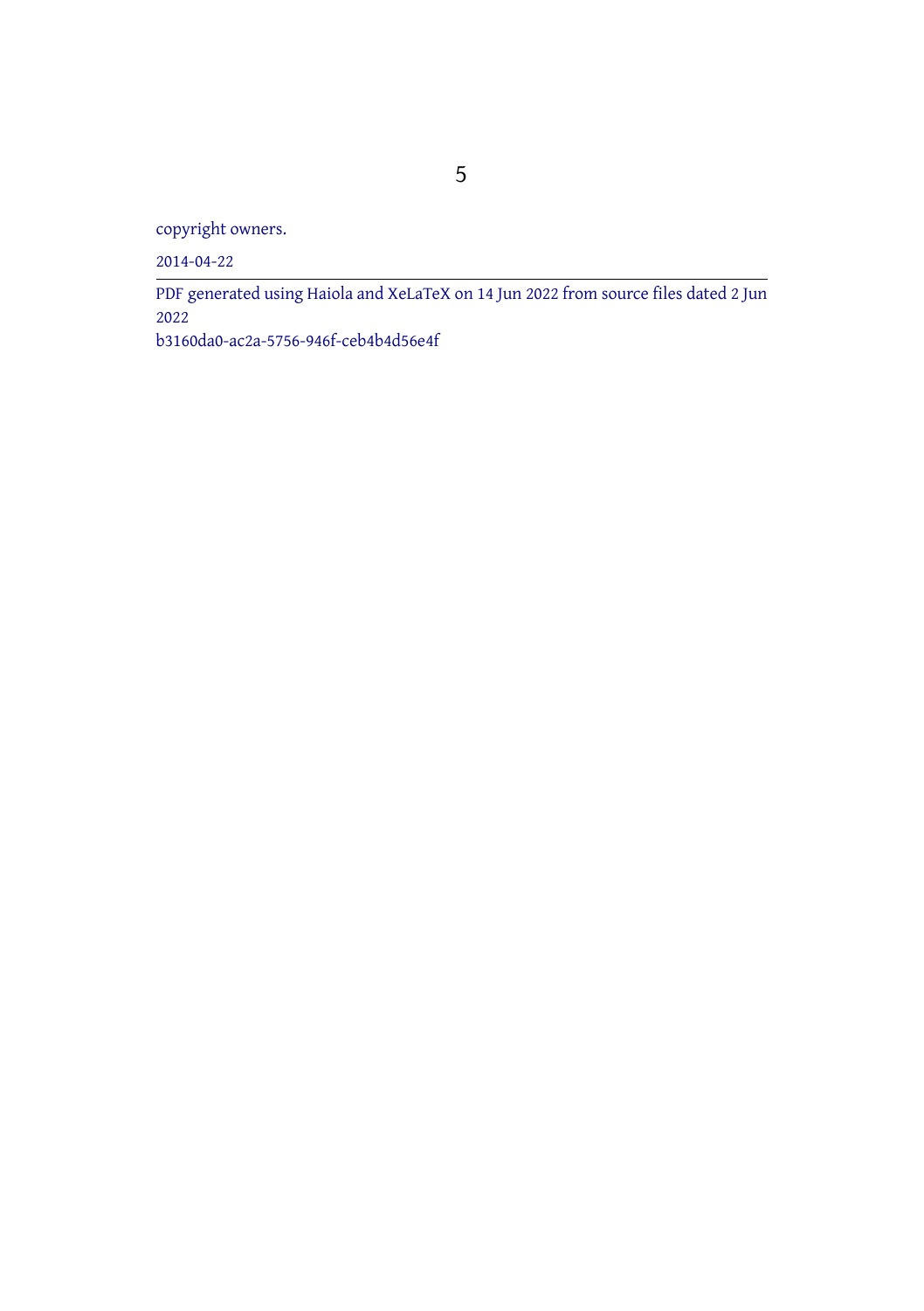copyright owners.

2014-04-22

---

PDF generated using Haiola and XeLaTeX on 14 Jun 2022 from source files dated 2 Jun 2022
b3160da0-ac2a-5756-946f-ceb4b4d56e4f